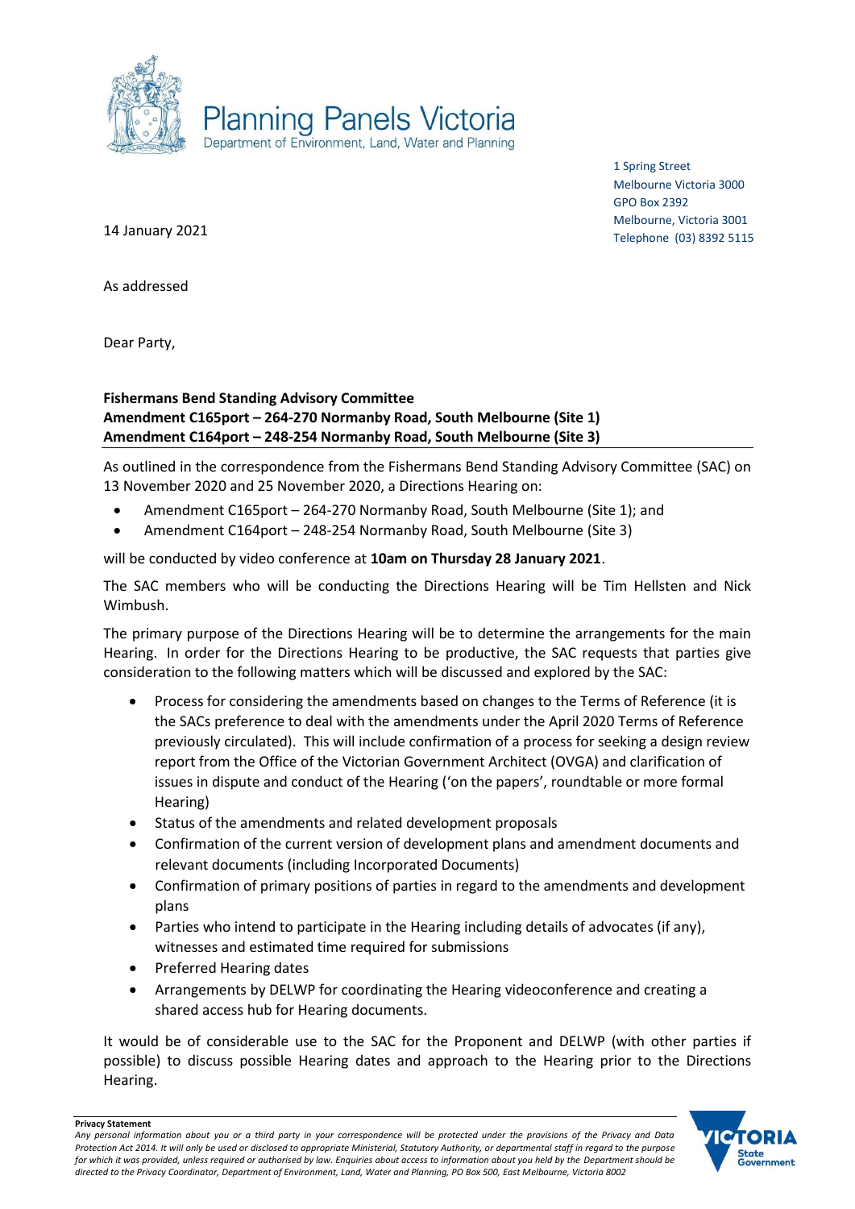Planning Panels Victoria
Department of Environment, Land, Water and Planning

1 Spring Street
Melbourne Victoria 3000
GPO Box 2392
Melbourne, Victoria 3001
Telephone (03) 8392 5115

14 January 2021

As addressed

Dear Party,

**Fishermans Bend Standing Advisory Committee**
**Amendment C165port – 264-270 Normanby Road, South Melbourne (Site 1)**
**Amendment C164port – 248-254 Normanby Road, South Melbourne (Site 3)**

As outlined in the correspondence from the Fishermans Bend Standing Advisory Committee (SAC) on 13 November 2020 and 25 November 2020, a Directions Hearing on:

- Amendment C165port – 264-270 Normanby Road, South Melbourne (Site 1); and
- Amendment C164port – 248-254 Normanby Road, South Melbourne (Site 3)

will be conducted by video conference at **10am on Thursday 28 January 2021**.

The SAC members who will be conducting the Directions Hearing will be Tim Hellsten and Nick Wimbush.

The primary purpose of the Directions Hearing will be to determine the arrangements for the main Hearing. In order for the Directions Hearing to be productive, the SAC requests that parties give consideration to the following matters which will be discussed and explored by the SAC:

- Process for considering the amendments based on changes to the Terms of Reference (it is the SACs preference to deal with the amendments under the April 2020 Terms of Reference previously circulated). This will include confirmation of a process for seeking a design review report from the Office of the Victorian Government Architect (OVGA) and clarification of issues in dispute and conduct of the Hearing ('on the papers', roundtable or more formal Hearing)
- Status of the amendments and related development proposals
- Confirmation of the current version of development plans and amendment documents and relevant documents (including Incorporated Documents)
- Confirmation of primary positions of parties in regard to the amendments and development plans
- Parties who intend to participate in the Hearing including details of advocates (if any), witnesses and estimated time required for submissions
- Preferred Hearing dates
- Arrangements by DELWP for coordinating the Hearing videoconference and creating a shared access hub for Hearing documents.

It would be of considerable use to the SAC for the Proponent and DELWP (with other parties if possible) to discuss possible Hearing dates and approach to the Hearing prior to the Directions Hearing.

**Privacy Statement**
*Any personal information about you or a third party in your correspondence will be protected under the provisions of the Privacy and Data Protection Act 2014. It will only be used or disclosed to appropriate Ministerial, Statutory Authority, or departmental staff in regard to the purpose for which it was provided, unless required or authorised by law. Enquiries about access to information about you held by the Department should be directed to the Privacy Coordinator, Department of Environment, Land, Water and Planning, PO Box 500, East Melbourne, Victoria 8002*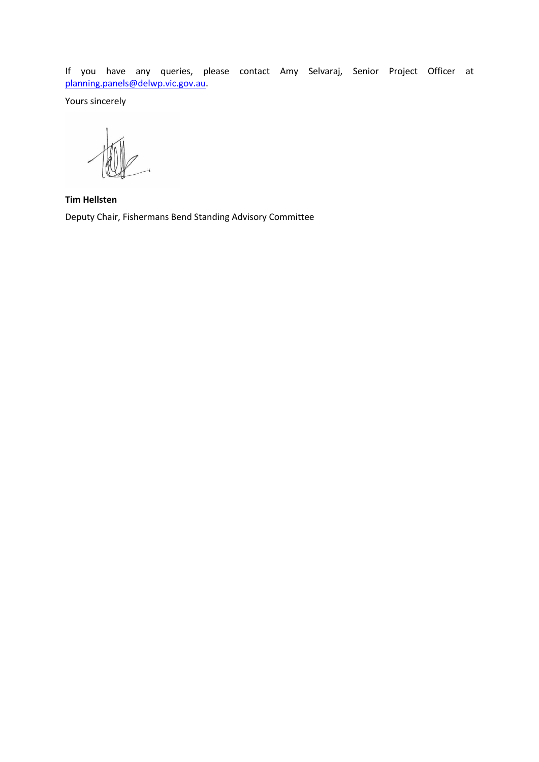If you have any queries, please contact Amy Selvaraj, Senior Project Officer at planning.panels@delwp.vic.gov.au.

Yours sincerely

**Tim Hellsten**

Deputy Chair, Fishermans Bend Standing Advisory Committee